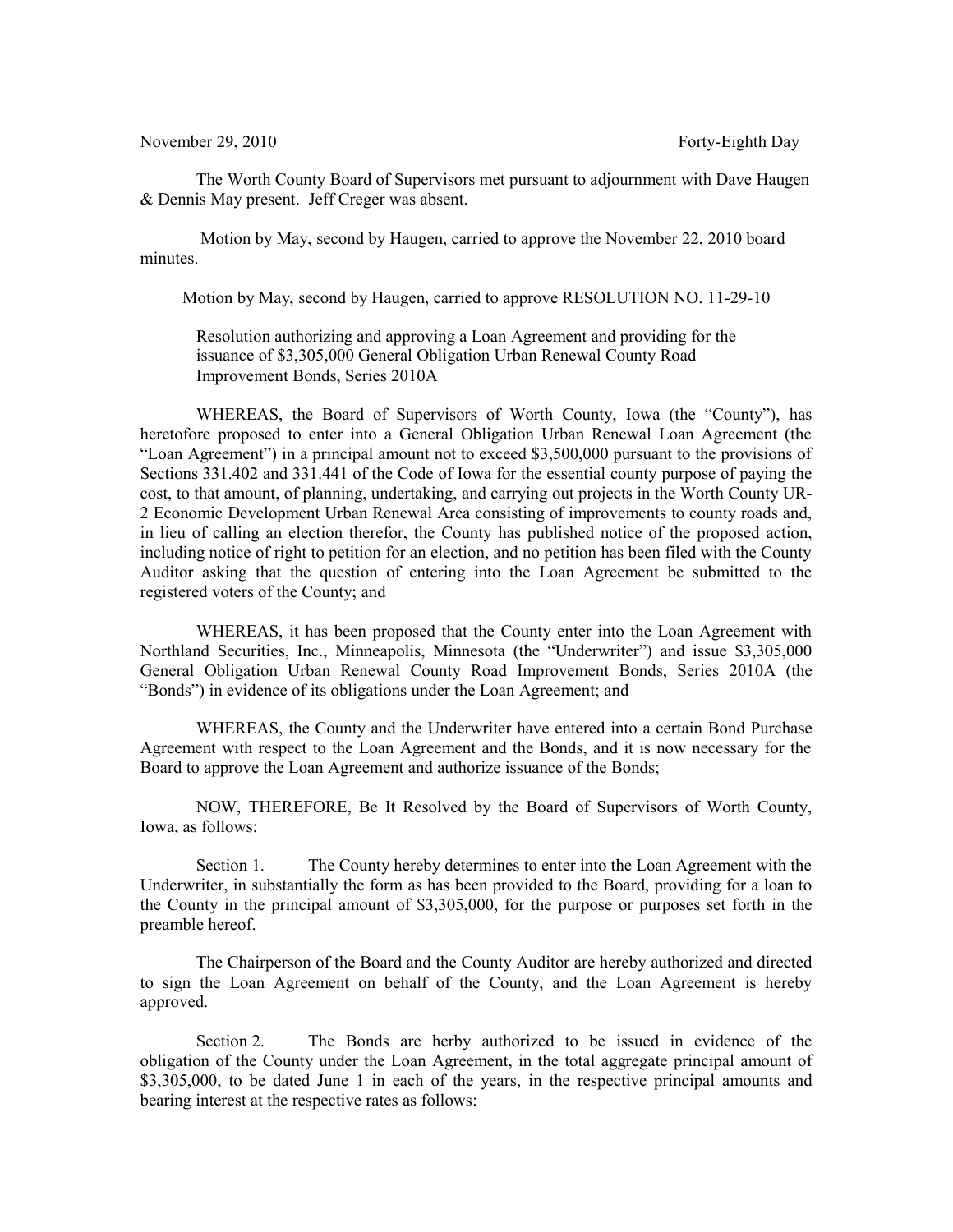November 29, 2010 Forty-Eighth Day

The Worth County Board of Supervisors met pursuant to adjournment with Dave Haugen & Dennis May present. Jeff Creger was absent.

Motion by May, second by Haugen, carried to approve the November 22, 2010 board minutes.

Motion by May, second by Haugen, carried to approve RESOLUTION NO. 11-29-10

Resolution authorizing and approving a Loan Agreement and providing for the issuance of $3,305,000 General Obligation Urban Renewal County Road Improvement Bonds, Series 2010A

WHEREAS, the Board of Supervisors of Worth County, Iowa (the "County"), has heretofore proposed to enter into a General Obligation Urban Renewal Loan Agreement (the "Loan Agreement") in a principal amount not to exceed $3,500,000 pursuant to the provisions of Sections 331.402 and 331.441 of the Code of Iowa for the essential county purpose of paying the cost, to that amount, of planning, undertaking, and carrying out projects in the Worth County UR-2 Economic Development Urban Renewal Area consisting of improvements to county roads and, in lieu of calling an election therefor, the County has published notice of the proposed action, including notice of right to petition for an election, and no petition has been filed with the County Auditor asking that the question of entering into the Loan Agreement be submitted to the registered voters of the County; and

WHEREAS, it has been proposed that the County enter into the Loan Agreement with Northland Securities, Inc., Minneapolis, Minnesota (the "Underwriter") and issue $3,305,000 General Obligation Urban Renewal County Road Improvement Bonds, Series 2010A (the "Bonds") in evidence of its obligations under the Loan Agreement; and

WHEREAS, the County and the Underwriter have entered into a certain Bond Purchase Agreement with respect to the Loan Agreement and the Bonds, and it is now necessary for the Board to approve the Loan Agreement and authorize issuance of the Bonds;

NOW, THEREFORE, Be It Resolved by the Board of Supervisors of Worth County, Iowa, as follows:

Section 1. The County hereby determines to enter into the Loan Agreement with the Underwriter, in substantially the form as has been provided to the Board, providing for a loan to the County in the principal amount of $3,305,000, for the purpose or purposes set forth in the preamble hereof.

The Chairperson of the Board and the County Auditor are hereby authorized and directed to sign the Loan Agreement on behalf of the County, and the Loan Agreement is hereby approved.

Section 2. The Bonds are herby authorized to be issued in evidence of the obligation of the County under the Loan Agreement, in the total aggregate principal amount of $3,305,000, to be dated June 1 in each of the years, in the respective principal amounts and bearing interest at the respective rates as follows: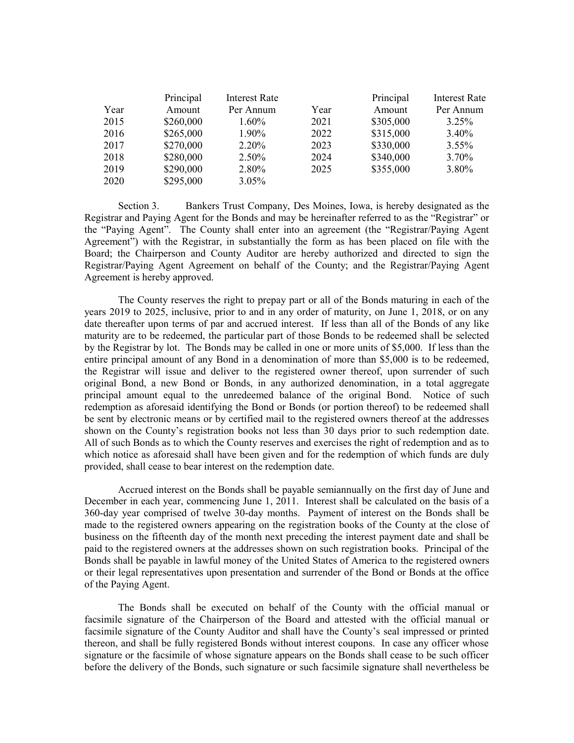| Year | Principal Amount | Interest Rate Per Annum | Year | Principal Amount | Interest Rate Per Annum |
|---|---|---|---|---|---|
| 2015 | $260,000 | 1.60% | 2021 | $305,000 | 3.25% |
| 2016 | $265,000 | 1.90% | 2022 | $315,000 | 3.40% |
| 2017 | $270,000 | 2.20% | 2023 | $330,000 | 3.55% |
| 2018 | $280,000 | 2.50% | 2024 | $340,000 | 3.70% |
| 2019 | $290,000 | 2.80% | 2025 | $355,000 | 3.80% |
| 2020 | $295,000 | 3.05% | | | |

Section 3. Bankers Trust Company, Des Moines, Iowa, is hereby designated as the Registrar and Paying Agent for the Bonds and may be hereinafter referred to as the "Registrar" or the "Paying Agent". The County shall enter into an agreement (the "Registrar/Paying Agent Agreement") with the Registrar, in substantially the form as has been placed on file with the Board; the Chairperson and County Auditor are hereby authorized and directed to sign the Registrar/Paying Agent Agreement on behalf of the County; and the Registrar/Paying Agent Agreement is hereby approved.

The County reserves the right to prepay part or all of the Bonds maturing in each of the years 2019 to 2025, inclusive, prior to and in any order of maturity, on June 1, 2018, or on any date thereafter upon terms of par and accrued interest. If less than all of the Bonds of any like maturity are to be redeemed, the particular part of those Bonds to be redeemed shall be selected by the Registrar by lot. The Bonds may be called in one or more units of $5,000. If less than the entire principal amount of any Bond in a denomination of more than $5,000 is to be redeemed, the Registrar will issue and deliver to the registered owner thereof, upon surrender of such original Bond, a new Bond or Bonds, in any authorized denomination, in a total aggregate principal amount equal to the unredeemed balance of the original Bond. Notice of such redemption as aforesaid identifying the Bond or Bonds (or portion thereof) to be redeemed shall be sent by electronic means or by certified mail to the registered owners thereof at the addresses shown on the County's registration books not less than 30 days prior to such redemption date. All of such Bonds as to which the County reserves and exercises the right of redemption and as to which notice as aforesaid shall have been given and for the redemption of which funds are duly provided, shall cease to bear interest on the redemption date.

Accrued interest on the Bonds shall be payable semiannually on the first day of June and December in each year, commencing June 1, 2011. Interest shall be calculated on the basis of a 360-day year comprised of twelve 30-day months. Payment of interest on the Bonds shall be made to the registered owners appearing on the registration books of the County at the close of business on the fifteenth day of the month next preceding the interest payment date and shall be paid to the registered owners at the addresses shown on such registration books. Principal of the Bonds shall be payable in lawful money of the United States of America to the registered owners or their legal representatives upon presentation and surrender of the Bond or Bonds at the office of the Paying Agent.

The Bonds shall be executed on behalf of the County with the official manual or facsimile signature of the Chairperson of the Board and attested with the official manual or facsimile signature of the County Auditor and shall have the County's seal impressed or printed thereon, and shall be fully registered Bonds without interest coupons. In case any officer whose signature or the facsimile of whose signature appears on the Bonds shall cease to be such officer before the delivery of the Bonds, such signature or such facsimile signature shall nevertheless be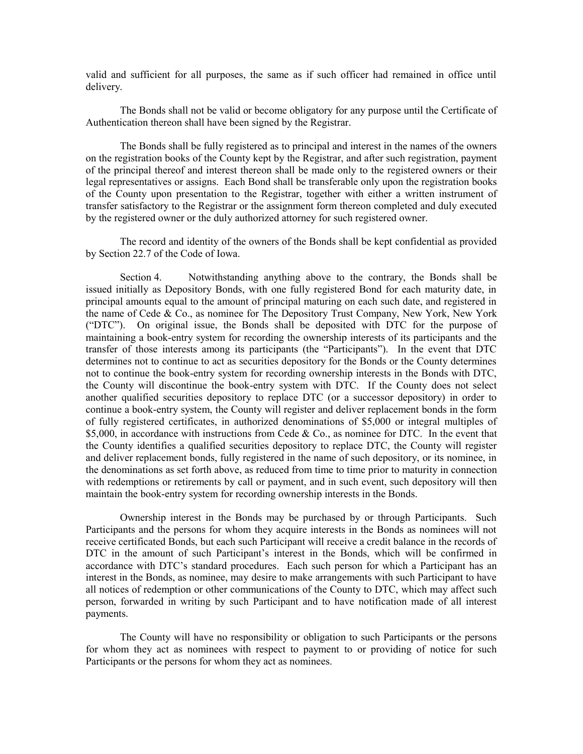valid and sufficient for all purposes, the same as if such officer had remained in office until delivery.

The Bonds shall not be valid or become obligatory for any purpose until the Certificate of Authentication thereon shall have been signed by the Registrar.

The Bonds shall be fully registered as to principal and interest in the names of the owners on the registration books of the County kept by the Registrar, and after such registration, payment of the principal thereof and interest thereon shall be made only to the registered owners or their legal representatives or assigns. Each Bond shall be transferable only upon the registration books of the County upon presentation to the Registrar, together with either a written instrument of transfer satisfactory to the Registrar or the assignment form thereon completed and duly executed by the registered owner or the duly authorized attorney for such registered owner.

The record and identity of the owners of the Bonds shall be kept confidential as provided by Section 22.7 of the Code of Iowa.

Section 4. Notwithstanding anything above to the contrary, the Bonds shall be issued initially as Depository Bonds, with one fully registered Bond for each maturity date, in principal amounts equal to the amount of principal maturing on each such date, and registered in the name of Cede & Co., as nominee for The Depository Trust Company, New York, New York ("DTC"). On original issue, the Bonds shall be deposited with DTC for the purpose of maintaining a book-entry system for recording the ownership interests of its participants and the transfer of those interests among its participants (the "Participants"). In the event that DTC determines not to continue to act as securities depository for the Bonds or the County determines not to continue the book-entry system for recording ownership interests in the Bonds with DTC, the County will discontinue the book-entry system with DTC. If the County does not select another qualified securities depository to replace DTC (or a successor depository) in order to continue a book-entry system, the County will register and deliver replacement bonds in the form of fully registered certificates, in authorized denominations of $5,000 or integral multiples of $5,000, in accordance with instructions from Cede & Co., as nominee for DTC. In the event that the County identifies a qualified securities depository to replace DTC, the County will register and deliver replacement bonds, fully registered in the name of such depository, or its nominee, in the denominations as set forth above, as reduced from time to time prior to maturity in connection with redemptions or retirements by call or payment, and in such event, such depository will then maintain the book-entry system for recording ownership interests in the Bonds.

Ownership interest in the Bonds may be purchased by or through Participants. Such Participants and the persons for whom they acquire interests in the Bonds as nominees will not receive certificated Bonds, but each such Participant will receive a credit balance in the records of DTC in the amount of such Participant's interest in the Bonds, which will be confirmed in accordance with DTC's standard procedures. Each such person for which a Participant has an interest in the Bonds, as nominee, may desire to make arrangements with such Participant to have all notices of redemption or other communications of the County to DTC, which may affect such person, forwarded in writing by such Participant and to have notification made of all interest payments.

The County will have no responsibility or obligation to such Participants or the persons for whom they act as nominees with respect to payment to or providing of notice for such Participants or the persons for whom they act as nominees.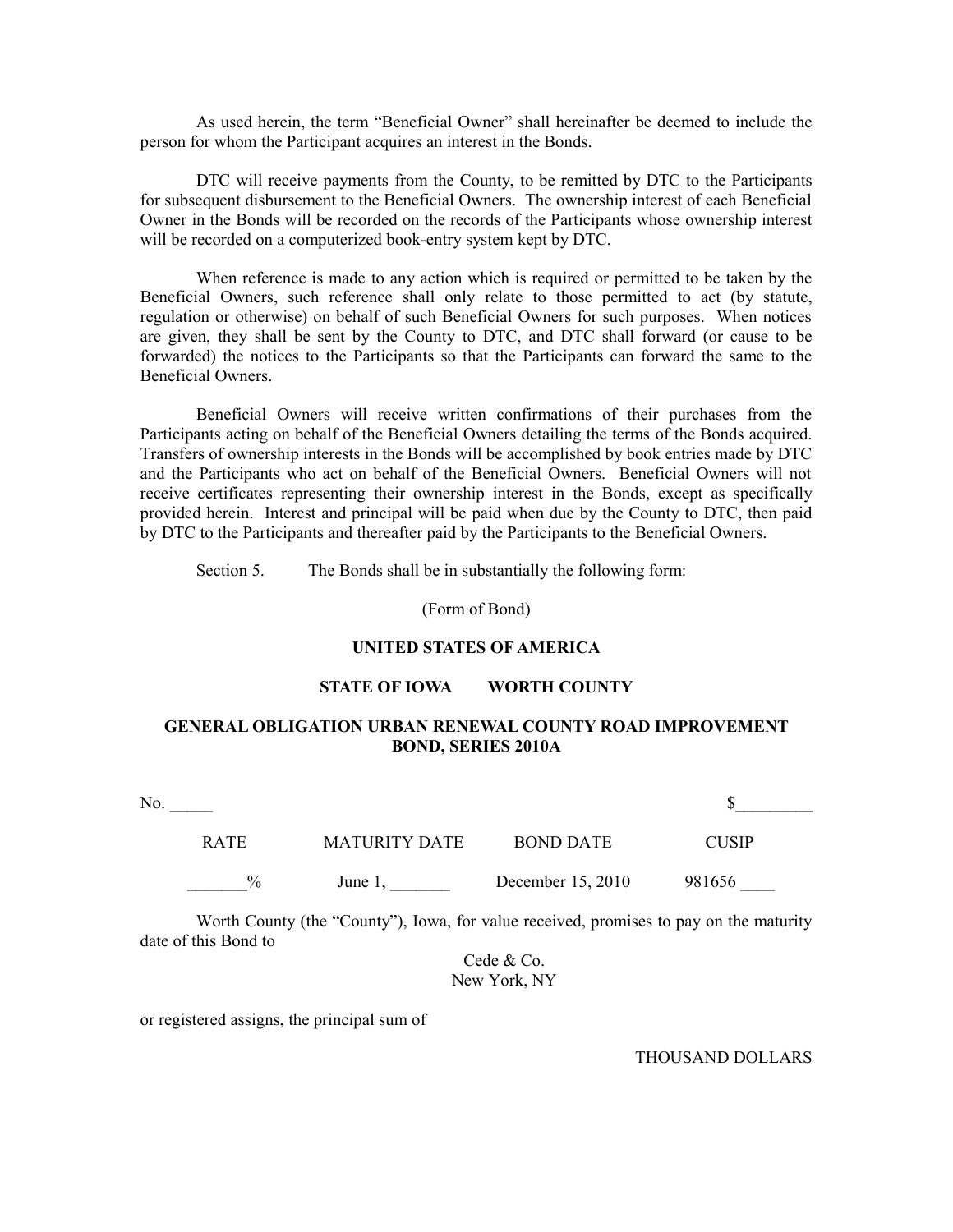As used herein, the term "Beneficial Owner" shall hereinafter be deemed to include the person for whom the Participant acquires an interest in the Bonds.

DTC will receive payments from the County, to be remitted by DTC to the Participants for subsequent disbursement to the Beneficial Owners. The ownership interest of each Beneficial Owner in the Bonds will be recorded on the records of the Participants whose ownership interest will be recorded on a computerized book-entry system kept by DTC.

When reference is made to any action which is required or permitted to be taken by the Beneficial Owners, such reference shall only relate to those permitted to act (by statute, regulation or otherwise) on behalf of such Beneficial Owners for such purposes. When notices are given, they shall be sent by the County to DTC, and DTC shall forward (or cause to be forwarded) the notices to the Participants so that the Participants can forward the same to the Beneficial Owners.

Beneficial Owners will receive written confirmations of their purchases from the Participants acting on behalf of the Beneficial Owners detailing the terms of the Bonds acquired. Transfers of ownership interests in the Bonds will be accomplished by book entries made by DTC and the Participants who act on behalf of the Beneficial Owners. Beneficial Owners will not receive certificates representing their ownership interest in the Bonds, except as specifically provided herein. Interest and principal will be paid when due by the County to DTC, then paid by DTC to the Participants and thereafter paid by the Participants to the Beneficial Owners.

Section 5. The Bonds shall be in substantially the following form:

(Form of Bond)

**UNITED STATES OF AMERICA**

**STATE OF IOWA WORTH COUNTY**

**GENERAL OBLIGATION URBAN RENEWAL COUNTY ROAD IMPROVEMENT BOND, SERIES 2010A**

No. _____ $_________

| RATE | MATURITY DATE | BOND DATE | CUSIP |
|---|---|---|---|
| _______% | June 1, _______ | December 15, 2010 | 981656 ____ |

Worth County (the "County"), Iowa, for value received, promises to pay on the maturity date of this Bond to

Cede & Co.
New York, NY

or registered assigns, the principal sum of

THOUSAND DOLLARS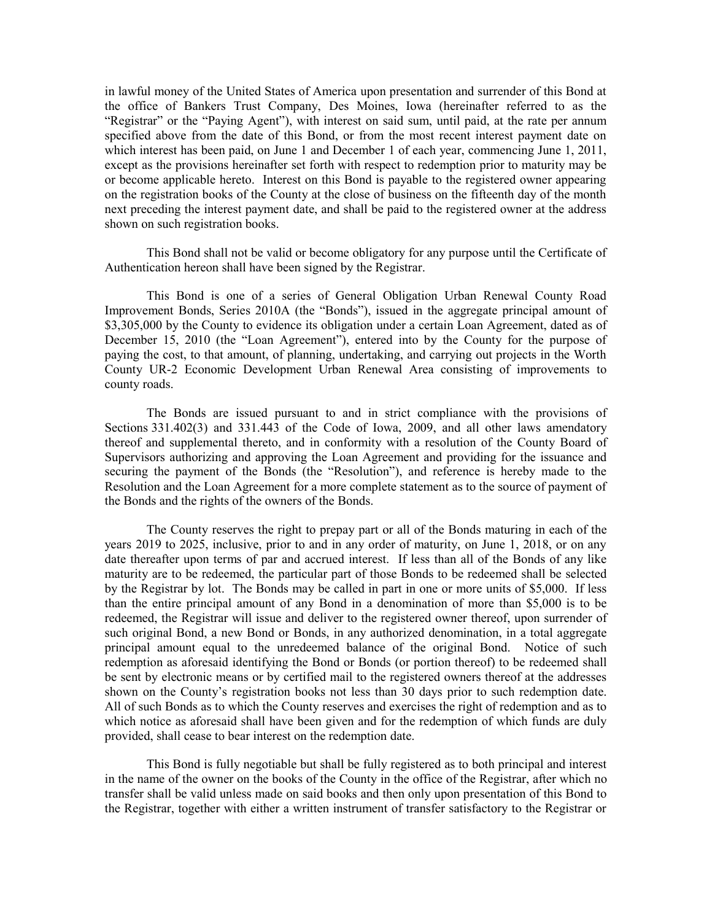in lawful money of the United States of America upon presentation and surrender of this Bond at the office of Bankers Trust Company, Des Moines, Iowa (hereinafter referred to as the "Registrar" or the "Paying Agent"), with interest on said sum, until paid, at the rate per annum specified above from the date of this Bond, or from the most recent interest payment date on which interest has been paid, on June 1 and December 1 of each year, commencing June 1, 2011, except as the provisions hereinafter set forth with respect to redemption prior to maturity may be or become applicable hereto. Interest on this Bond is payable to the registered owner appearing on the registration books of the County at the close of business on the fifteenth day of the month next preceding the interest payment date, and shall be paid to the registered owner at the address shown on such registration books.

This Bond shall not be valid or become obligatory for any purpose until the Certificate of Authentication hereon shall have been signed by the Registrar.

This Bond is one of a series of General Obligation Urban Renewal County Road Improvement Bonds, Series 2010A (the "Bonds"), issued in the aggregate principal amount of $3,305,000 by the County to evidence its obligation under a certain Loan Agreement, dated as of December 15, 2010 (the "Loan Agreement"), entered into by the County for the purpose of paying the cost, to that amount, of planning, undertaking, and carrying out projects in the Worth County UR-2 Economic Development Urban Renewal Area consisting of improvements to county roads.

The Bonds are issued pursuant to and in strict compliance with the provisions of Sections 331.402(3) and 331.443 of the Code of Iowa, 2009, and all other laws amendatory thereof and supplemental thereto, and in conformity with a resolution of the County Board of Supervisors authorizing and approving the Loan Agreement and providing for the issuance and securing the payment of the Bonds (the "Resolution"), and reference is hereby made to the Resolution and the Loan Agreement for a more complete statement as to the source of payment of the Bonds and the rights of the owners of the Bonds.

The County reserves the right to prepay part or all of the Bonds maturing in each of the years 2019 to 2025, inclusive, prior to and in any order of maturity, on June 1, 2018, or on any date thereafter upon terms of par and accrued interest. If less than all of the Bonds of any like maturity are to be redeemed, the particular part of those Bonds to be redeemed shall be selected by the Registrar by lot. The Bonds may be called in part in one or more units of $5,000. If less than the entire principal amount of any Bond in a denomination of more than $5,000 is to be redeemed, the Registrar will issue and deliver to the registered owner thereof, upon surrender of such original Bond, a new Bond or Bonds, in any authorized denomination, in a total aggregate principal amount equal to the unredeemed balance of the original Bond. Notice of such redemption as aforesaid identifying the Bond or Bonds (or portion thereof) to be redeemed shall be sent by electronic means or by certified mail to the registered owners thereof at the addresses shown on the County's registration books not less than 30 days prior to such redemption date. All of such Bonds as to which the County reserves and exercises the right of redemption and as to which notice as aforesaid shall have been given and for the redemption of which funds are duly provided, shall cease to bear interest on the redemption date.

This Bond is fully negotiable but shall be fully registered as to both principal and interest in the name of the owner on the books of the County in the office of the Registrar, after which no transfer shall be valid unless made on said books and then only upon presentation of this Bond to the Registrar, together with either a written instrument of transfer satisfactory to the Registrar or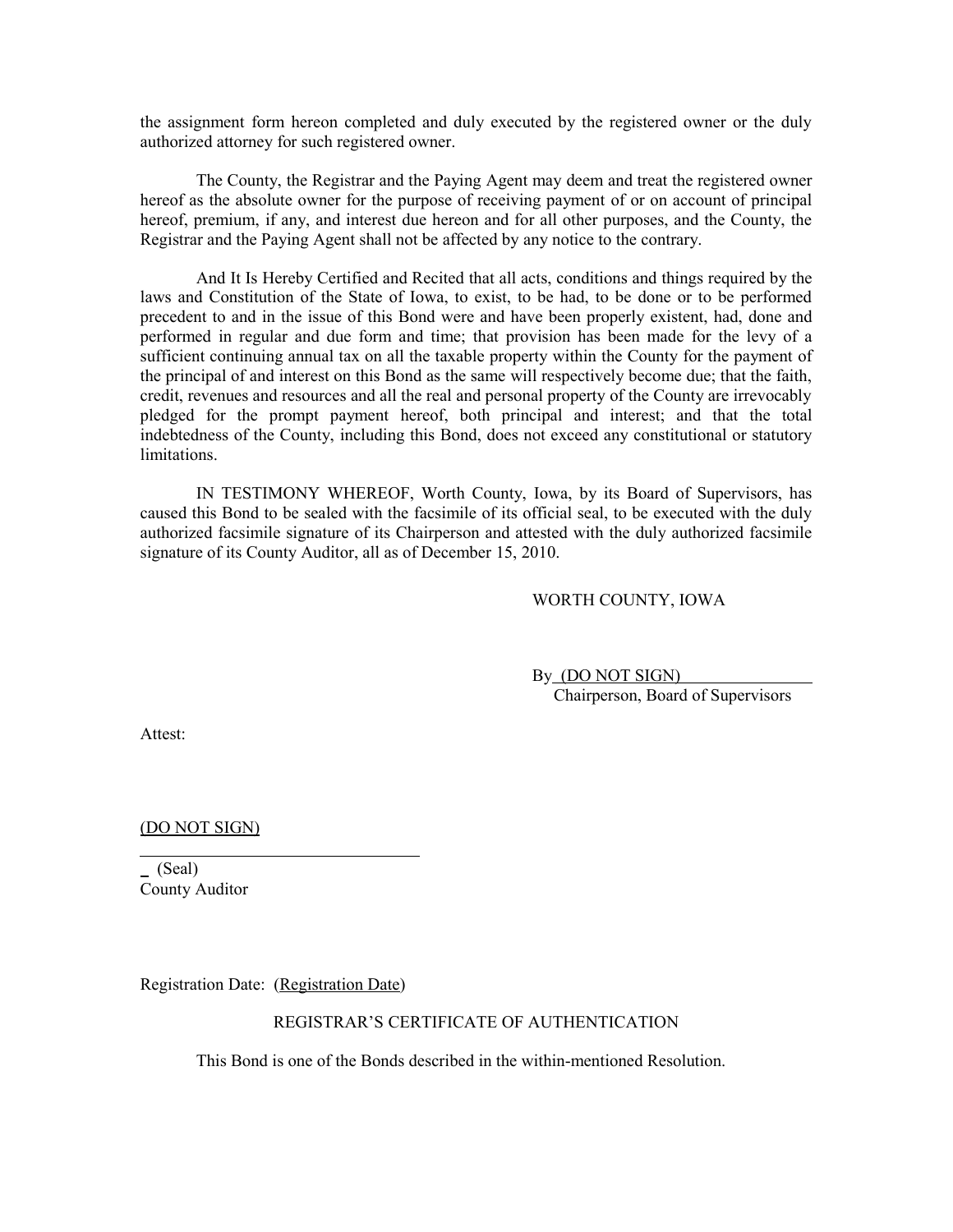the assignment form hereon completed and duly executed by the registered owner or the duly authorized attorney for such registered owner.

The County, the Registrar and the Paying Agent may deem and treat the registered owner hereof as the absolute owner for the purpose of receiving payment of or on account of principal hereof, premium, if any, and interest due hereon and for all other purposes, and the County, the Registrar and the Paying Agent shall not be affected by any notice to the contrary.

And It Is Hereby Certified and Recited that all acts, conditions and things required by the laws and Constitution of the State of Iowa, to exist, to be had, to be done or to be performed precedent to and in the issue of this Bond were and have been properly existent, had, done and performed in regular and due form and time; that provision has been made for the levy of a sufficient continuing annual tax on all the taxable property within the County for the payment of the principal of and interest on this Bond as the same will respectively become due; that the faith, credit, revenues and resources and all the real and personal property of the County are irrevocably pledged for the prompt payment hereof, both principal and interest; and that the total indebtedness of the County, including this Bond, does not exceed any constitutional or statutory limitations.

IN TESTIMONY WHEREOF, Worth County, Iowa, by its Board of Supervisors, has caused this Bond to be sealed with the facsimile of its official seal, to be executed with the duly authorized facsimile signature of its Chairperson and attested with the duly authorized facsimile signature of its County Auditor, all as of December 15, 2010.

WORTH COUNTY, IOWA

By (DO NOT SIGN)
Chairperson, Board of Supervisors

Attest:

(DO NOT SIGN)

(Seal)
County Auditor

Registration Date: (Registration Date)

REGISTRAR'S CERTIFICATE OF AUTHENTICATION

This Bond is one of the Bonds described in the within-mentioned Resolution.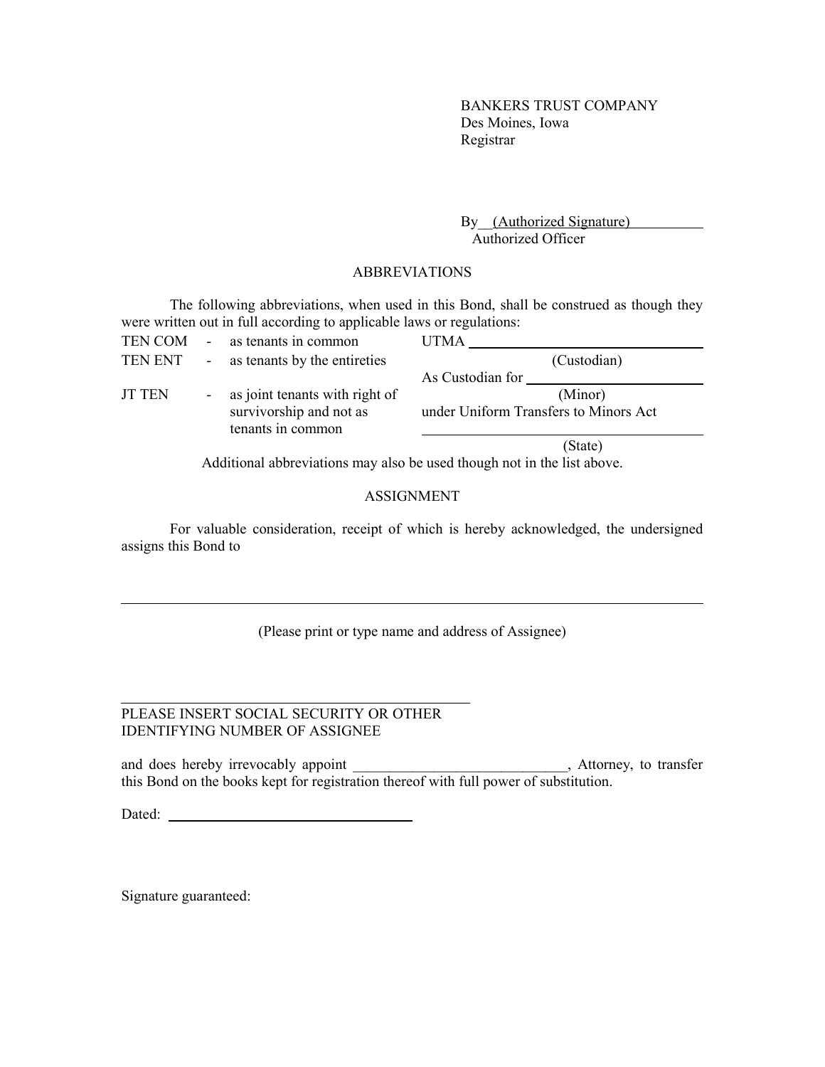BANKERS TRUST COMPANY
Des Moines, Iowa
Registrar

By (Authorized Signature)
Authorized Officer

## ABBREVIATIONS

The following abbreviations, when used in this Bond, shall be construed as though they were written out in full according to applicable laws or regulations:

| | | | |
|---|---|---|---|
| TEN COM | - | as tenants in common | UTMA ____________________ |
| TEN ENT | - | as tenants by the entireties | (Custodian) |
| | | | As Custodian for ____________________ |
| JT TEN | - | as joint tenants with right of survivorship and not as tenants in common | (Minor) |
| | | | under Uniform Transfers to Minors Act |
| | | | ____________________ |
| | | | (State) |

Additional abbreviations may also be used though not in the list above.

## ASSIGNMENT

For valuable consideration, receipt of which is hereby acknowledged, the undersigned assigns this Bond to

______________________________________________________________

(Please print or type name and address of Assignee)

______________________________________________

PLEASE INSERT SOCIAL SECURITY OR OTHER IDENTIFYING NUMBER OF ASSIGNEE

and does hereby irrevocably appoint _____________________________, Attorney, to transfer this Bond on the books kept for registration thereof with full power of substitution.

Dated: ______________________________

Signature guaranteed: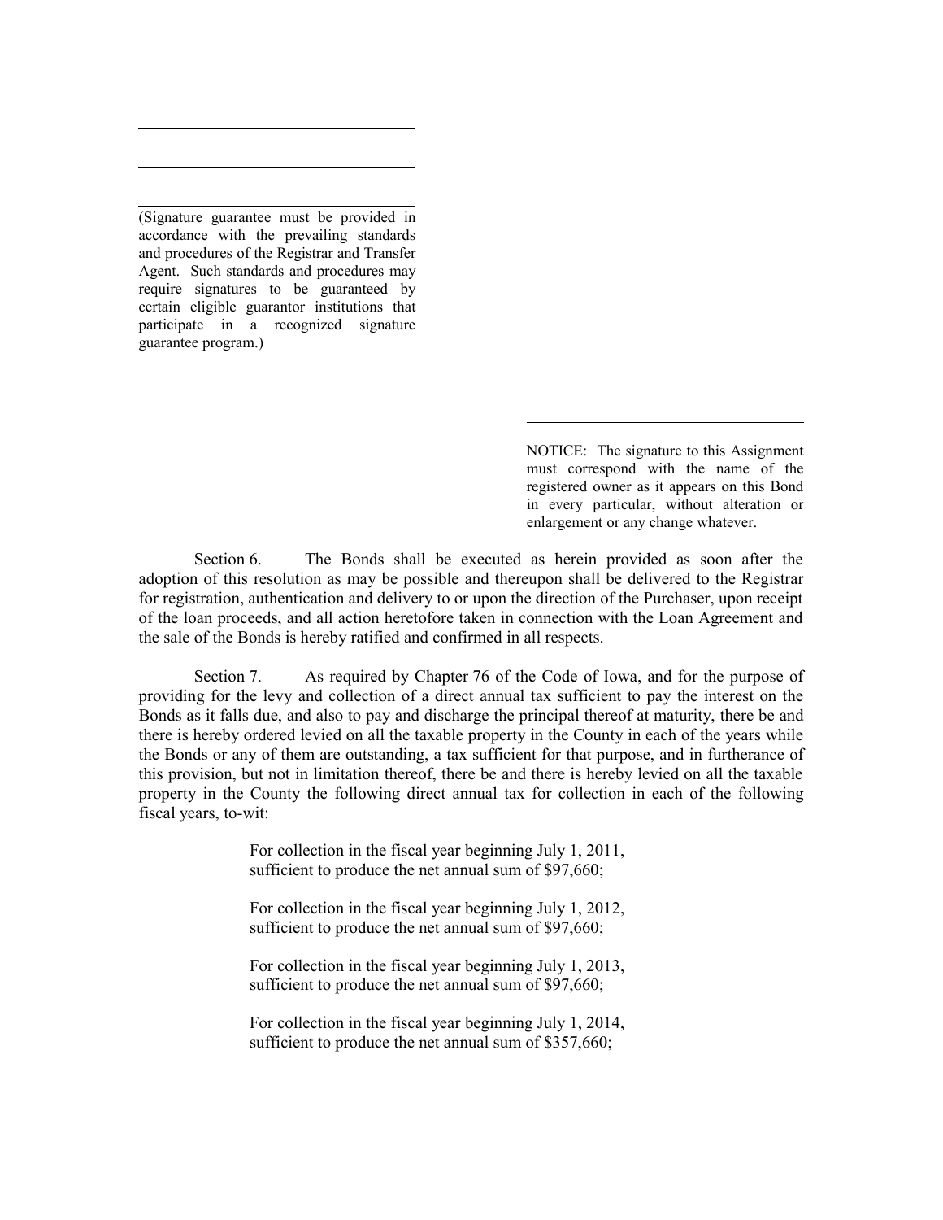\_\_\_\_\_\_\_\_\_\_\_\_\_\_\_\_\_\_\_\_\_\_\_\_\_\_\_\_\_\_\_\_

\_\_\_\_\_\_\_\_\_\_\_\_\_\_\_\_\_\_\_\_\_\_\_\_\_\_\_\_\_\_\_\_

\_\_\_\_\_\_\_\_\_\_\_\_\_\_\_\_\_\_\_\_\_\_\_\_\_\_\_\_\_\_\_\_

(Signature guarantee must be provided in accordance with the prevailing standards and procedures of the Registrar and Transfer Agent. Such standards and procedures may require signatures to be guaranteed by certain eligible guarantor institutions that participate in a recognized signature guarantee program.)

\_\_\_\_\_\_\_\_\_\_\_\_\_\_\_\_\_\_\_\_\_\_\_\_\_\_\_\_\_\_\_\_

NOTICE: The signature to this Assignment must correspond with the name of the registered owner as it appears on this Bond in every particular, without alteration or enlargement or any change whatever.

Section 6. The Bonds shall be executed as herein provided as soon after the adoption of this resolution as may be possible and thereupon shall be delivered to the Registrar for registration, authentication and delivery to or upon the direction of the Purchaser, upon receipt of the loan proceeds, and all action heretofore taken in connection with the Loan Agreement and the sale of the Bonds is hereby ratified and confirmed in all respects.

Section 7. As required by Chapter 76 of the Code of Iowa, and for the purpose of providing for the levy and collection of a direct annual tax sufficient to pay the interest on the Bonds as it falls due, and also to pay and discharge the principal thereof at maturity, there be and there is hereby ordered levied on all the taxable property in the County in each of the years while the Bonds or any of them are outstanding, a tax sufficient for that purpose, and in furtherance of this provision, but not in limitation thereof, there be and there is hereby levied on all the taxable property in the County the following direct annual tax for collection in each of the following fiscal years, to-wit:

For collection in the fiscal year beginning July 1, 2011, sufficient to produce the net annual sum of $97,660;

For collection in the fiscal year beginning July 1, 2012, sufficient to produce the net annual sum of $97,660;

For collection in the fiscal year beginning July 1, 2013, sufficient to produce the net annual sum of $97,660;

For collection in the fiscal year beginning July 1, 2014, sufficient to produce the net annual sum of $357,660;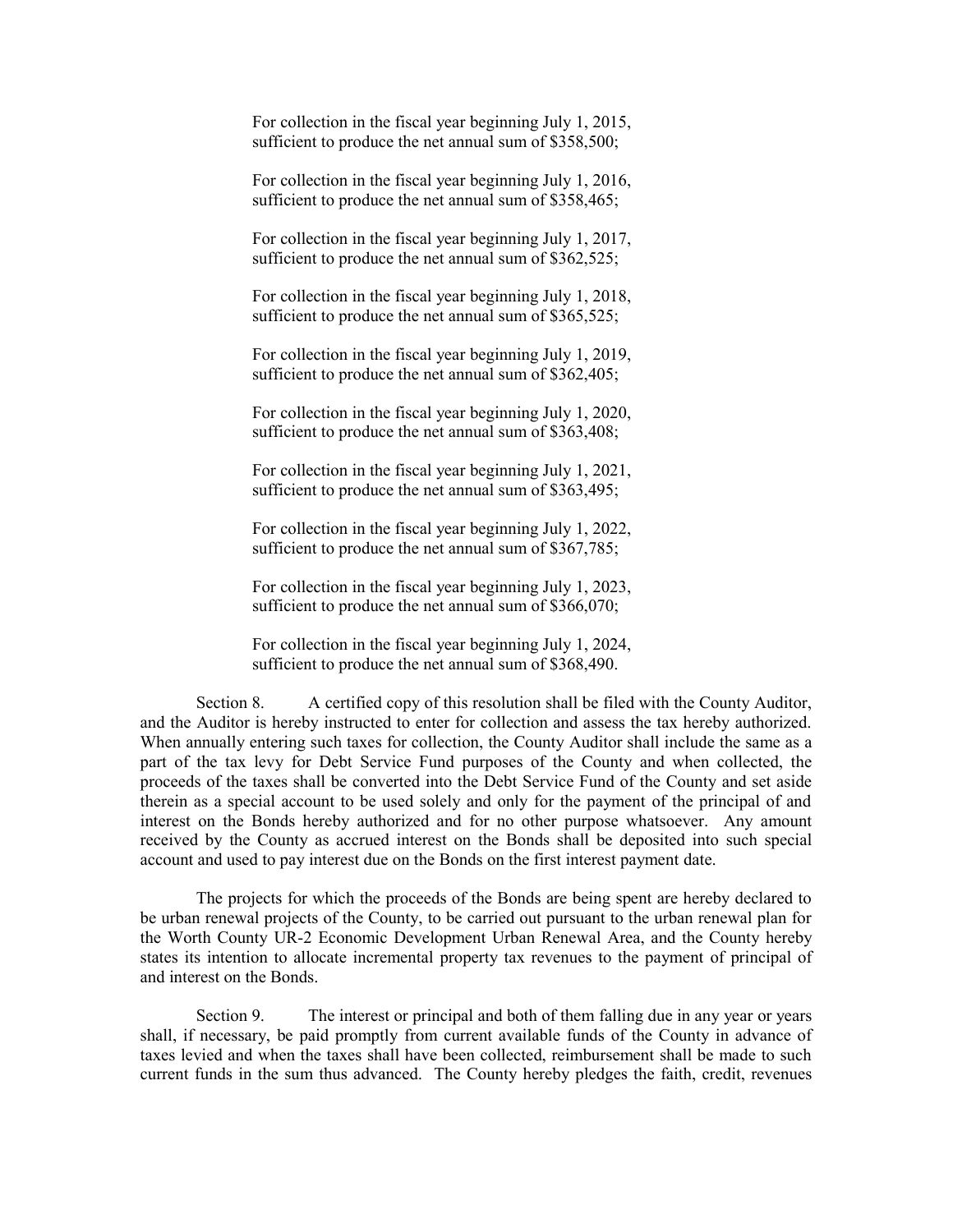For collection in the fiscal year beginning July 1, 2015, sufficient to produce the net annual sum of $358,500;

For collection in the fiscal year beginning July 1, 2016, sufficient to produce the net annual sum of $358,465;

For collection in the fiscal year beginning July 1, 2017, sufficient to produce the net annual sum of $362,525;

For collection in the fiscal year beginning July 1, 2018, sufficient to produce the net annual sum of $365,525;

For collection in the fiscal year beginning July 1, 2019, sufficient to produce the net annual sum of $362,405;

For collection in the fiscal year beginning July 1, 2020, sufficient to produce the net annual sum of $363,408;

For collection in the fiscal year beginning July 1, 2021, sufficient to produce the net annual sum of $363,495;

For collection in the fiscal year beginning July 1, 2022, sufficient to produce the net annual sum of $367,785;

For collection in the fiscal year beginning July 1, 2023, sufficient to produce the net annual sum of $366,070;

For collection in the fiscal year beginning July 1, 2024, sufficient to produce the net annual sum of $368,490.

Section 8. A certified copy of this resolution shall be filed with the County Auditor, and the Auditor is hereby instructed to enter for collection and assess the tax hereby authorized. When annually entering such taxes for collection, the County Auditor shall include the same as a part of the tax levy for Debt Service Fund purposes of the County and when collected, the proceeds of the taxes shall be converted into the Debt Service Fund of the County and set aside therein as a special account to be used solely and only for the payment of the principal of and interest on the Bonds hereby authorized and for no other purpose whatsoever. Any amount received by the County as accrued interest on the Bonds shall be deposited into such special account and used to pay interest due on the Bonds on the first interest payment date.

The projects for which the proceeds of the Bonds are being spent are hereby declared to be urban renewal projects of the County, to be carried out pursuant to the urban renewal plan for the Worth County UR-2 Economic Development Urban Renewal Area, and the County hereby states its intention to allocate incremental property tax revenues to the payment of principal of and interest on the Bonds.

Section 9. The interest or principal and both of them falling due in any year or years shall, if necessary, be paid promptly from current available funds of the County in advance of taxes levied and when the taxes shall have been collected, reimbursement shall be made to such current funds in the sum thus advanced. The County hereby pledges the faith, credit, revenues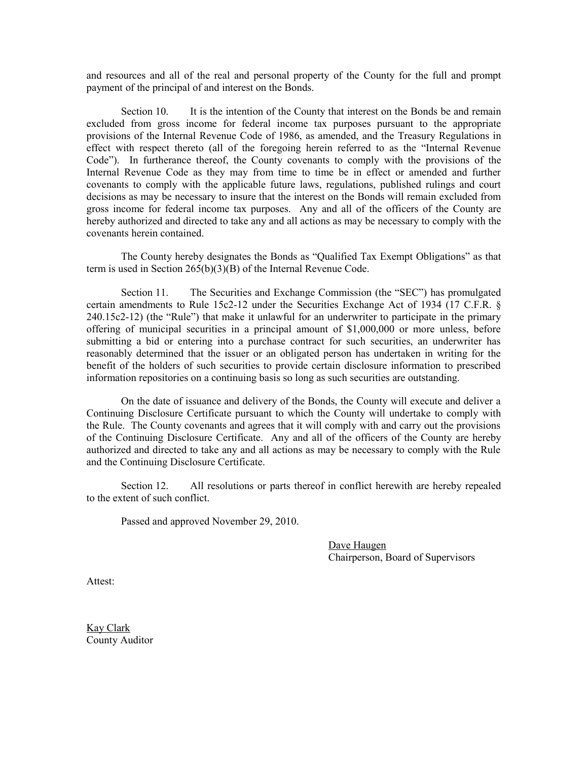and resources and all of the real and personal property of the County for the full and prompt payment of the principal of and interest on the Bonds.

Section 10. It is the intention of the County that interest on the Bonds be and remain excluded from gross income for federal income tax purposes pursuant to the appropriate provisions of the Internal Revenue Code of 1986, as amended, and the Treasury Regulations in effect with respect thereto (all of the foregoing herein referred to as the "Internal Revenue Code"). In furtherance thereof, the County covenants to comply with the provisions of the Internal Revenue Code as they may from time to time be in effect or amended and further covenants to comply with the applicable future laws, regulations, published rulings and court decisions as may be necessary to insure that the interest on the Bonds will remain excluded from gross income for federal income tax purposes. Any and all of the officers of the County are hereby authorized and directed to take any and all actions as may be necessary to comply with the covenants herein contained.

The County hereby designates the Bonds as "Qualified Tax Exempt Obligations" as that term is used in Section 265(b)(3)(B) of the Internal Revenue Code.

Section 11. The Securities and Exchange Commission (the "SEC") has promulgated certain amendments to Rule 15c2-12 under the Securities Exchange Act of 1934 (17 C.F.R. § 240.15c2-12) (the "Rule") that make it unlawful for an underwriter to participate in the primary offering of municipal securities in a principal amount of $1,000,000 or more unless, before submitting a bid or entering into a purchase contract for such securities, an underwriter has reasonably determined that the issuer or an obligated person has undertaken in writing for the benefit of the holders of such securities to provide certain disclosure information to prescribed information repositories on a continuing basis so long as such securities are outstanding.

On the date of issuance and delivery of the Bonds, the County will execute and deliver a Continuing Disclosure Certificate pursuant to which the County will undertake to comply with the Rule. The County covenants and agrees that it will comply with and carry out the provisions of the Continuing Disclosure Certificate. Any and all of the officers of the County are hereby authorized and directed to take any and all actions as may be necessary to comply with the Rule and the Continuing Disclosure Certificate.

Section 12. All resolutions or parts thereof in conflict herewith are hereby repealed to the extent of such conflict.

Passed and approved November 29, 2010.

Dave Haugen
Chairperson, Board of Supervisors

Attest:

Kay Clark
County Auditor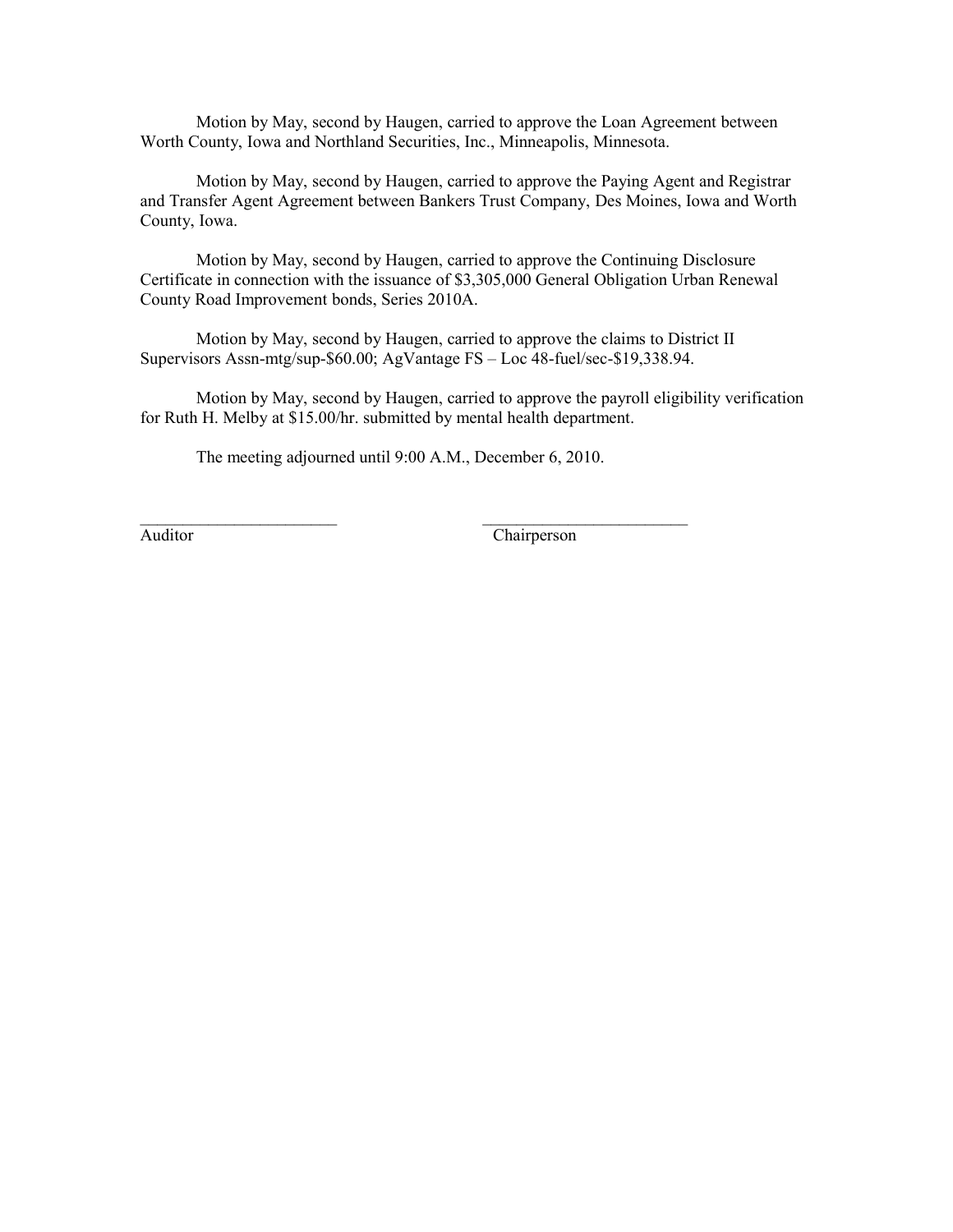Motion by May, second by Haugen, carried to approve the Loan Agreement between Worth County, Iowa and Northland Securities, Inc., Minneapolis, Minnesota.

Motion by May, second by Haugen, carried to approve the Paying Agent and Registrar and Transfer Agent Agreement between Bankers Trust Company, Des Moines, Iowa and Worth County, Iowa.

Motion by May, second by Haugen, carried to approve the Continuing Disclosure Certificate in connection with the issuance of $3,305,000 General Obligation Urban Renewal County Road Improvement bonds, Series 2010A.

Motion by May, second by Haugen, carried to approve the claims to District II Supervisors Assn-mtg/sup-$60.00; AgVantage FS – Loc 48-fuel/sec-$19,338.94.

Motion by May, second by Haugen, carried to approve the payroll eligibility verification for Ruth H. Melby at $15.00/hr. submitted by mental health department.

The meeting adjourned until 9:00 A.M., December 6, 2010.

________________________ ________________________

Auditor Chairperson